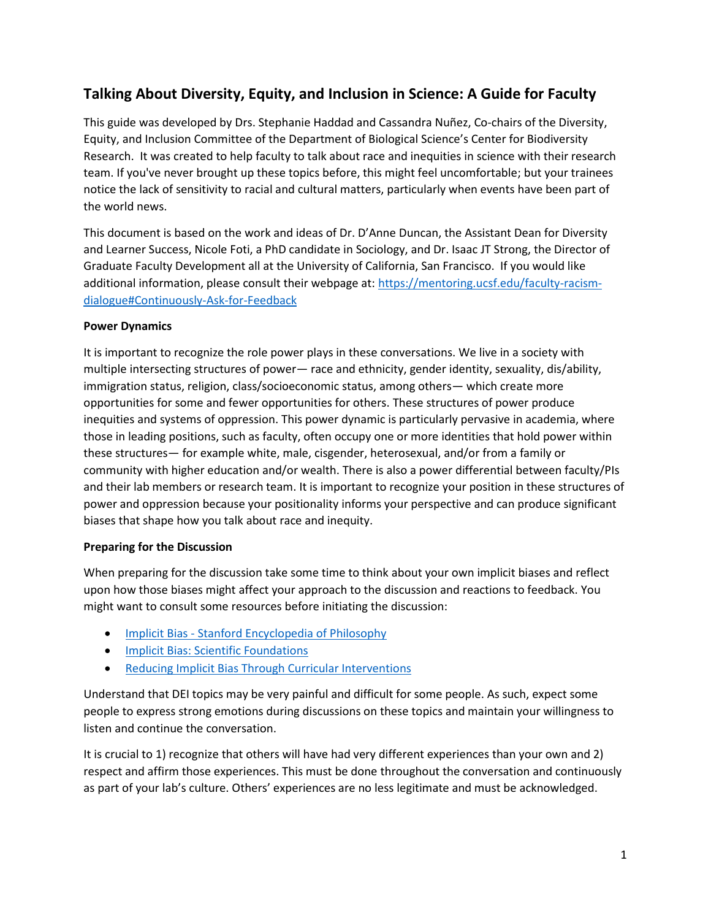# Talking About Diversity, Equity, and Inclusion in Science: A Guide for Faculty

This guide was developed by Drs. Stephanie Haddad and Cassandra Nuñez, Co-chairs of the Diversity, Equity, and Inclusion Committee of the Department of Biological Science's Center for Biodiversity Research. It was created to help faculty to talk about race and inequities in science with their research team. If you've never brought up these topics before, this might feel uncomfortable; but your trainees notice the lack of sensitivity to racial and cultural matters, particularly when events have been part of the world news.

This document is based on the work and ideas of Dr. D'Anne Duncan, the Assistant Dean for Diversity and Learner Success, Nicole Foti, a PhD candidate in Sociology, and Dr. Isaac JT Strong, the Director of Graduate Faculty Development all at the University of California, San Francisco. If you would like additional information, please consult their webpage at: [https://mentoring.ucsf.edu/faculty-racism-dialogue#Continuously-Ask-for-Feedback](https://mentoring.ucsf.edu/faculty-racism-dialogue#Continuously-Ask-for-Feedback)

**Power Dynamics**

It is important to recognize the role power plays in these conversations. We live in a society with multiple intersecting structures of power— race and ethnicity, gender identity, sexuality, dis/ability, immigration status, religion, class/socioeconomic status, among others— which create more opportunities for some and fewer opportunities for others. These structures of power produce inequities and systems of oppression. This power dynamic is particularly pervasive in academia, where those in leading positions, such as faculty, often occupy one or more identities that hold power within these structures— for example white, male, cisgender, heterosexual, and/or from a family or community with higher education and/or wealth. There is also a power differential between faculty/PIs and their lab members or research team. It is important to recognize your position in these structures of power and oppression because your positionality informs your perspective and can produce significant biases that shape how you talk about race and inequity.

**Preparing for the Discussion**

When preparing for the discussion take some time to think about your own implicit biases and reflect upon how those biases might affect your approach to the discussion and reactions to feedback. You might want to consult some resources before initiating the discussion:

- Implicit Bias - Stanford Encyclopedia of Philosophy
- Implicit Bias: Scientific Foundations
- Reducing Implicit Bias Through Curricular Interventions

Understand that DEI topics may be very painful and difficult for some people. As such, expect some people to express strong emotions during discussions on these topics and maintain your willingness to listen and continue the conversation.

It is crucial to 1) recognize that others will have had very different experiences than your own and 2) respect and affirm those experiences. This must be done throughout the conversation and continuously as part of your lab's culture. Others' experiences are no less legitimate and must be acknowledged.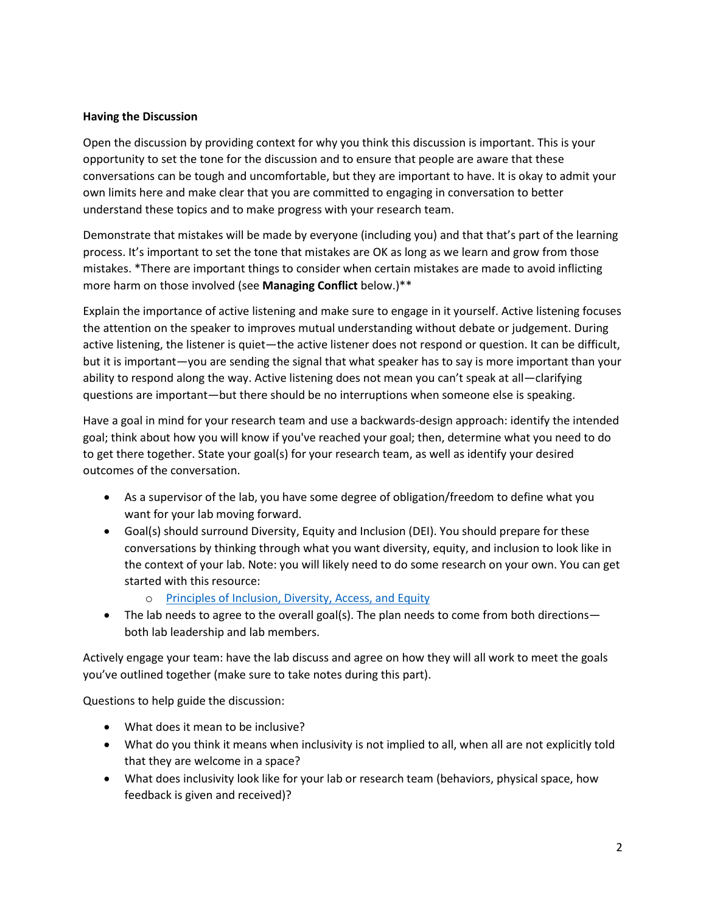**Having the Discussion**

Open the discussion by providing context for why you think this discussion is important. This is your opportunity to set the tone for the discussion and to ensure that people are aware that these conversations can be tough and uncomfortable, but they are important to have. It is okay to admit your own limits here and make clear that you are committed to engaging in conversation to better understand these topics and to make progress with your research team.

Demonstrate that mistakes will be made by everyone (including you) and that that's part of the learning process. It's important to set the tone that mistakes are OK as long as we learn and grow from those mistakes. *There are important things to consider when certain mistakes are made to avoid inflicting more harm on those involved (see **Managing Conflict** below.)**

Explain the importance of active listening and make sure to engage in it yourself. Active listening focuses the attention on the speaker to improves mutual understanding without debate or judgement. During active listening, the listener is quiet—the active listener does not respond or question. It can be difficult, but it is important—you are sending the signal that what speaker has to say is more important than your ability to respond along the way. Active listening does not mean you can't speak at all—clarifying questions are important—but there should be no interruptions when someone else is speaking.

Have a goal in mind for your research team and use a backwards-design approach: identify the intended goal; think about how you will know if you've reached your goal; then, determine what you need to do to get there together. State your goal(s) for your research team, as well as identify your desired outcomes of the conversation.

- As a supervisor of the lab, you have some degree of obligation/freedom to define what you want for your lab moving forward.
- Goal(s) should surround Diversity, Equity and Inclusion (DEI). You should prepare for these conversations by thinking through what you want diversity, equity, and inclusion to look like in the context of your lab. Note: you will likely need to do some research on your own. You can get started with this resource:
    - Principles of Inclusion, Diversity, Access, and Equity
- The lab needs to agree to the overall goal(s). The plan needs to come from both directions—both lab leadership and lab members.

Actively engage your team: have the lab discuss and agree on how they will all work to meet the goals you've outlined together (make sure to take notes during this part).

Questions to help guide the discussion:

- What does it mean to be inclusive?
- What do you think it means when inclusivity is not implied to all, when all are not explicitly told that they are welcome in a space?
- What does inclusivity look like for your lab or research team (behaviors, physical space, how feedback is given and received)?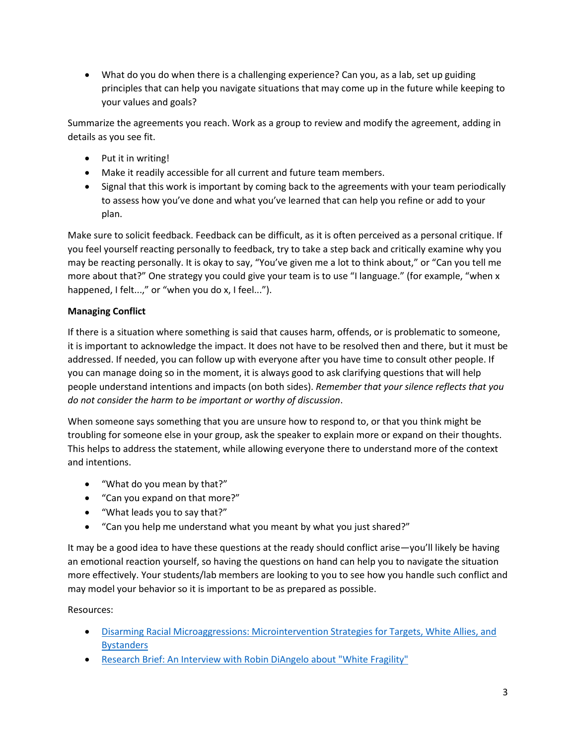- What do you do when there is a challenging experience? Can you, as a lab, set up guiding principles that can help you navigate situations that may come up in the future while keeping to your values and goals?

Summarize the agreements you reach. Work as a group to review and modify the agreement, adding in details as you see fit.

- Put it in writing!
- Make it readily accessible for all current and future team members.
- Signal that this work is important by coming back to the agreements with your team periodically to assess how you've done and what you've learned that can help you refine or add to your plan.

Make sure to solicit feedback. Feedback can be difficult, as it is often perceived as a personal critique. If you feel yourself reacting personally to feedback, try to take a step back and critically examine why you may be reacting personally. It is okay to say, "You've given me a lot to think about," or "Can you tell me more about that?" One strategy you could give your team is to use "I language." (for example, "when x happened, I felt...," or "when you do x, I feel...").

**Managing Conflict**

If there is a situation where something is said that causes harm, offends, or is problematic to someone, it is important to acknowledge the impact. It does not have to be resolved then and there, but it must be addressed. If needed, you can follow up with everyone after you have time to consult other people. If you can manage doing so in the moment, it is always good to ask clarifying questions that will help people understand intentions and impacts (on both sides). *Remember that your silence reflects that you do not consider the harm to be important or worthy of discussion*.

When someone says something that you are unsure how to respond to, or that you think might be troubling for someone else in your group, ask the speaker to explain more or expand on their thoughts. This helps to address the statement, while allowing everyone there to understand more of the context and intentions.

- "What do you mean by that?"
- "Can you expand on that more?"
- "What leads you to say that?"
- "Can you help me understand what you meant by what you just shared?"

It may be a good idea to have these questions at the ready should conflict arise—you'll likely be having an emotional reaction yourself, so having the questions on hand can help you to navigate the situation more effectively. Your students/lab members are looking to you to see how you handle such conflict and may model your behavior so it is important to be as prepared as possible.

Resources:

- Disarming Racial Microaggressions: Microintervention Strategies for Targets, White Allies, and Bystanders
- Research Brief: An Interview with Robin DiAngelo about "White Fragility"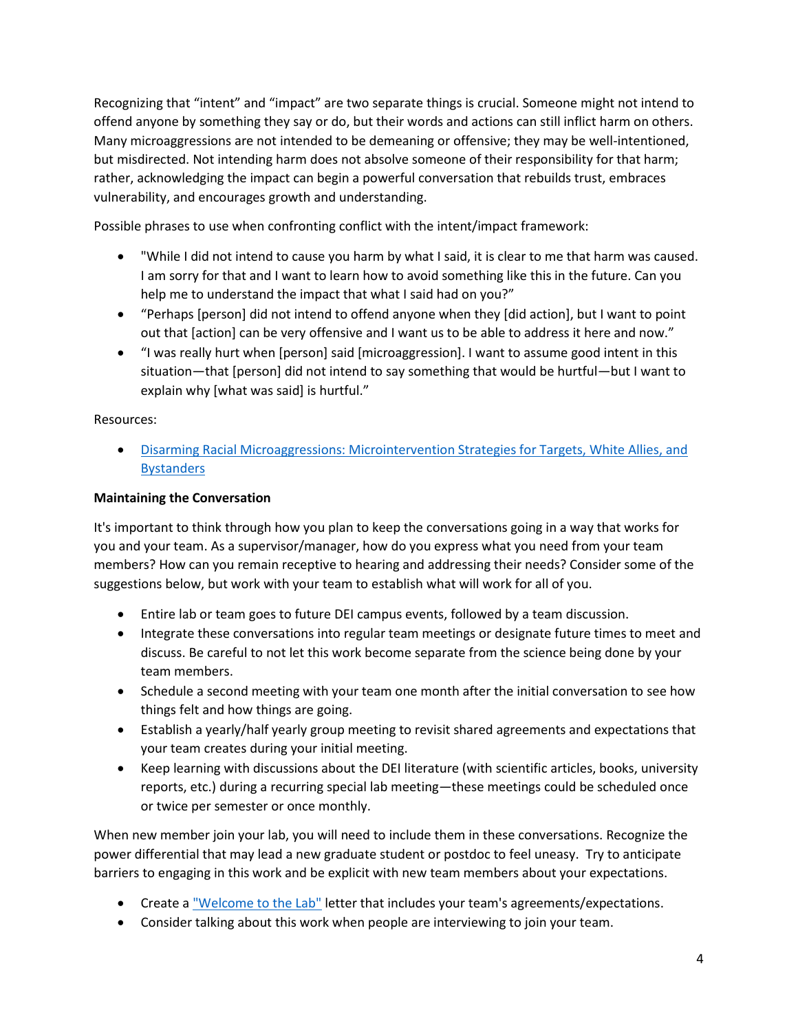Recognizing that “intent” and “impact” are two separate things is crucial. Someone might not intend to offend anyone by something they say or do, but their words and actions can still inflict harm on others. Many microaggressions are not intended to be demeaning or offensive; they may be well-intentioned, but misdirected. Not intending harm does not absolve someone of their responsibility for that harm; rather, acknowledging the impact can begin a powerful conversation that rebuilds trust, embraces vulnerability, and encourages growth and understanding.

Possible phrases to use when confronting conflict with the intent/impact framework:

- "While I did not intend to cause you harm by what I said, it is clear to me that harm was caused. I am sorry for that and I want to learn how to avoid something like this in the future. Can you help me to understand the impact that what I said had on you?”
- “Perhaps [person] did not intend to offend anyone when they [did action], but I want to point out that [action] can be very offensive and I want us to be able to address it here and now.”
- “I was really hurt when [person] said [microaggression]. I want to assume good intent in this situation—that [person] did not intend to say something that would be hurtful—but I want to explain why [what was said] is hurtful.”

Resources:

- [Disarming Racial Microaggressions: Microintervention Strategies for Targets, White Allies, and Bystanders]()

**Maintaining the Conversation**

It's important to think through how you plan to keep the conversations going in a way that works for you and your team. As a supervisor/manager, how do you express what you need from your team members? How can you remain receptive to hearing and addressing their needs? Consider some of the suggestions below, but work with your team to establish what will work for all of you.

- Entire lab or team goes to future DEI campus events, followed by a team discussion.
- Integrate these conversations into regular team meetings or designate future times to meet and discuss. Be careful to not let this work become separate from the science being done by your team members.
- Schedule a second meeting with your team one month after the initial conversation to see how things felt and how things are going.
- Establish a yearly/half yearly group meeting to revisit shared agreements and expectations that your team creates during your initial meeting.
- Keep learning with discussions about the DEI literature (with scientific articles, books, university reports, etc.) during a recurring special lab meeting—these meetings could be scheduled once or twice per semester or once monthly.

When new member join your lab, you will need to include them in these conversations. Recognize the power differential that may lead a new graduate student or postdoc to feel uneasy. Try to anticipate barriers to engaging in this work and be explicit with new team members about your expectations.

- Create a ["Welcome to the Lab"]() letter that includes your team's agreements/expectations.
- Consider talking about this work when people are interviewing to join your team.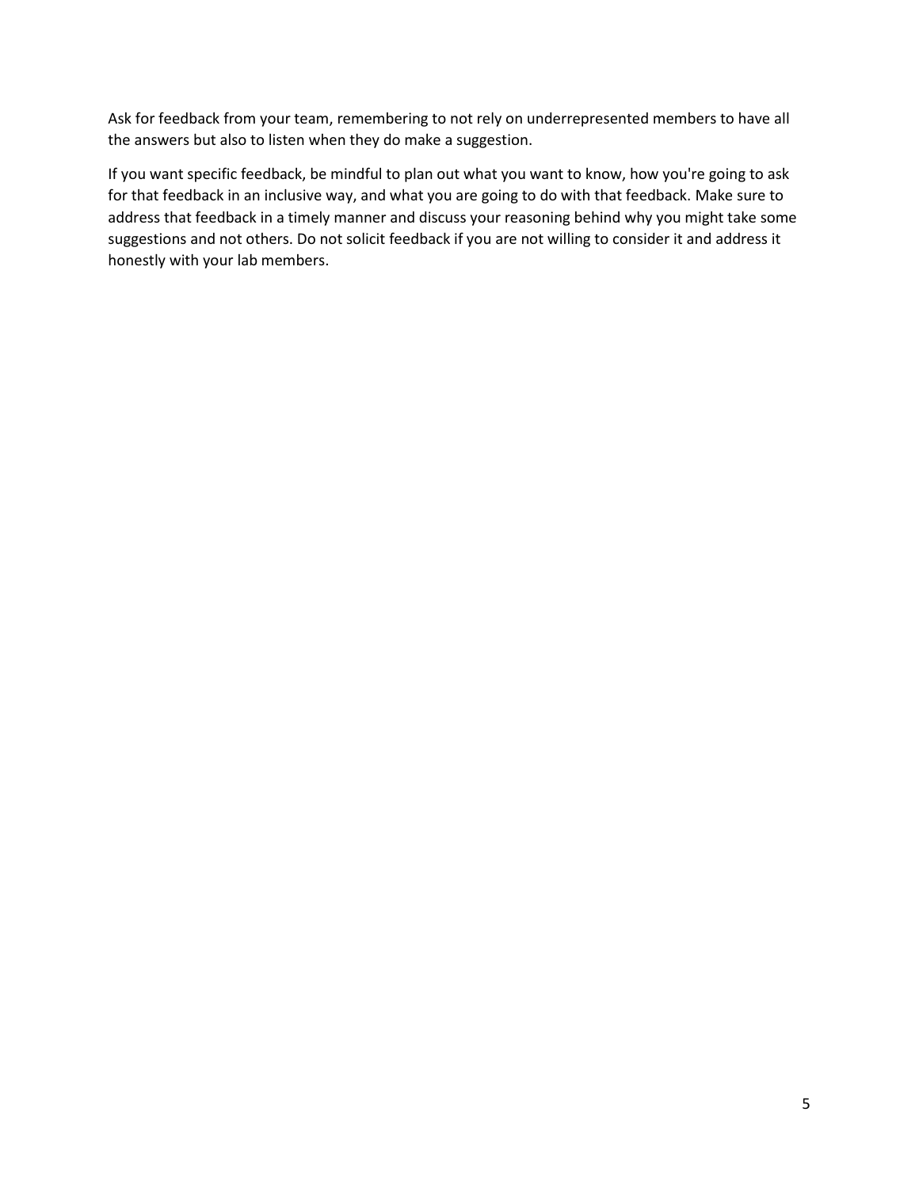Ask for feedback from your team, remembering to not rely on underrepresented members to have all the answers but also to listen when they do make a suggestion.

If you want specific feedback, be mindful to plan out what you want to know, how you're going to ask for that feedback in an inclusive way, and what you are going to do with that feedback. Make sure to address that feedback in a timely manner and discuss your reasoning behind why you might take some suggestions and not others. Do not solicit feedback if you are not willing to consider it and address it honestly with your lab members.